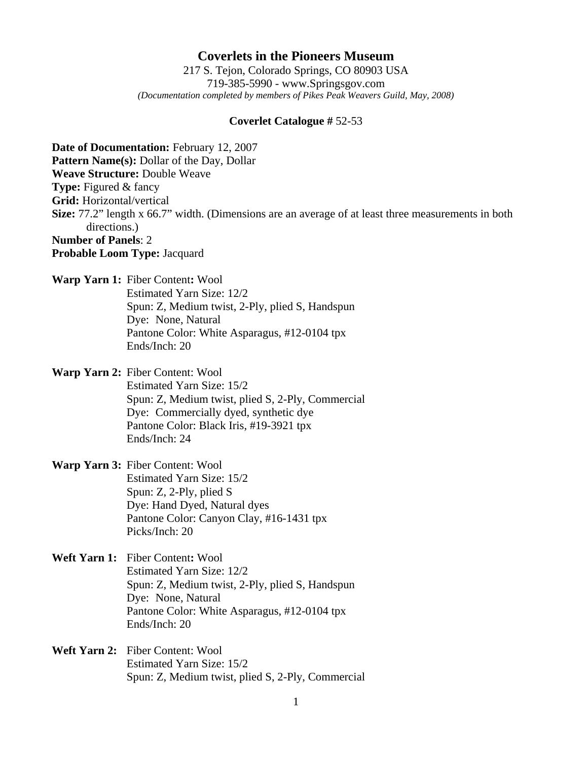# Coverlets in the Pioneers Museum

217 S. Tejon, Colorado Springs, CO 80903 USA
719-385-5990 - www.Springsgov.com
*(Documentation completed by members of Pikes Peak Weavers Guild, May, 2008)*

**Coverlet Catalogue #** 52-53

**Date of Documentation:** February 12, 2007
**Pattern Name(s):** Dollar of the Day, Dollar
**Weave Structure:** Double Weave
**Type:** Figured & fancy
**Grid:** Horizontal/vertical
**Size:** 77.2" length x 66.7" width. (Dimensions are an average of at least three measurements in both directions.)
**Number of Panels**: 2
**Probable Loom Type:** Jacquard

**Warp Yarn 1:** Fiber Content**:** Wool
Estimated Yarn Size: 12/2
Spun: Z, Medium twist, 2-Ply, plied S, Handspun
Dye: None, Natural
Pantone Color: White Asparagus, #12-0104 tpx
Ends/Inch: 20

**Warp Yarn 2:** Fiber Content: Wool
Estimated Yarn Size: 15/2
Spun: Z, Medium twist, plied S, 2-Ply, Commercial
Dye: Commercially dyed, synthetic dye
Pantone Color: Black Iris, #19-3921 tpx
Ends/Inch: 24

**Warp Yarn 3:** Fiber Content: Wool
Estimated Yarn Size: 15/2
Spun: Z, 2-Ply, plied S
Dye: Hand Dyed, Natural dyes
Pantone Color: Canyon Clay, #16-1431 tpx
Picks/Inch: 20

**Weft Yarn 1:** Fiber Content**:** Wool
Estimated Yarn Size: 12/2
Spun: Z, Medium twist, 2-Ply, plied S, Handspun
Dye: None, Natural
Pantone Color: White Asparagus, #12-0104 tpx
Ends/Inch: 20

**Weft Yarn 2:** Fiber Content: Wool
Estimated Yarn Size: 15/2
Spun: Z, Medium twist, plied S, 2-Ply, Commercial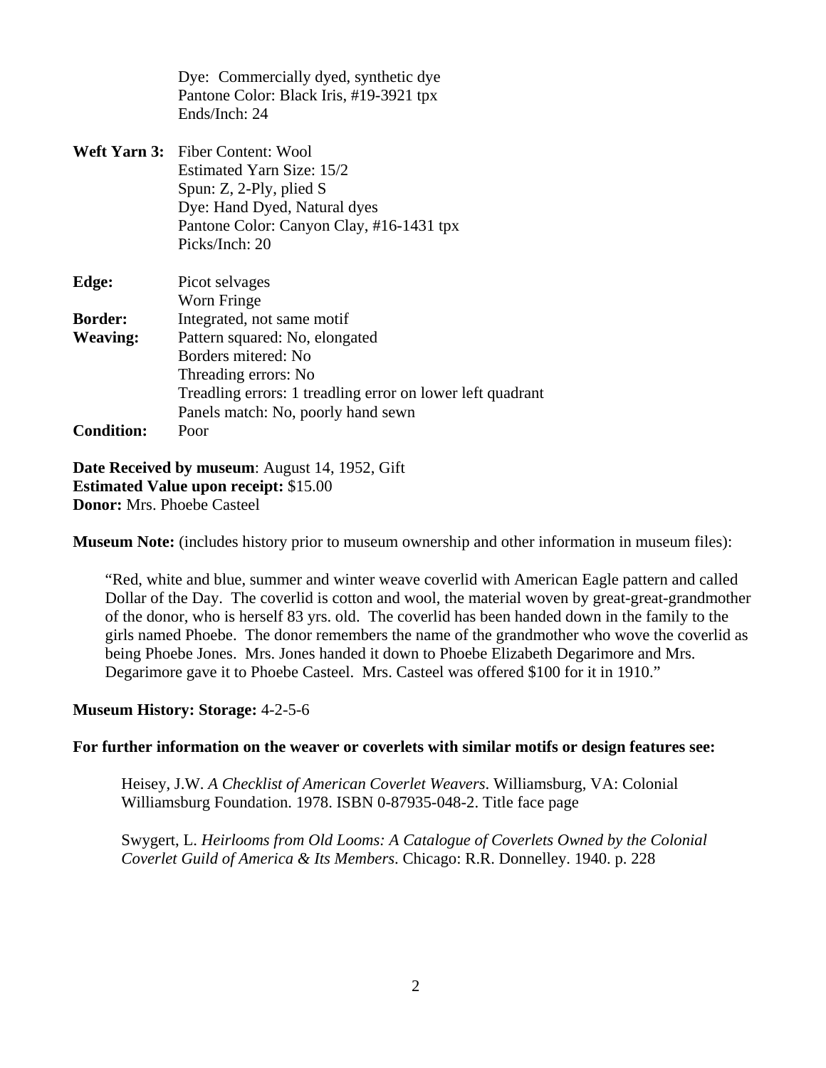Dye: Commercially dyed, synthetic dye
Pantone Color: Black Iris, #19-3921 tpx
Ends/Inch: 24

**Weft Yarn 3:** Fiber Content: Wool
Estimated Yarn Size: 15/2
Spun: Z, 2-Ply, plied S
Dye: Hand Dyed, Natural dyes
Pantone Color: Canyon Clay, #16-1431 tpx
Picks/Inch: 20

**Edge:** Picot selvages
Worn Fringe

**Border:** Integrated, not same motif

**Weaving:** Pattern squared: No, elongated
Borders mitered: No
Threading errors: No
Treadling errors: 1 treadling error on lower left quadrant
Panels match: No, poorly hand sewn

**Condition:** Poor

**Date Received by museum**: August 14, 1952, Gift
**Estimated Value upon receipt:** $15.00
**Donor:** Mrs. Phoebe Casteel

**Museum Note:** (includes history prior to museum ownership and other information in museum files):

> "Red, white and blue, summer and winter weave coverlid with American Eagle pattern and called Dollar of the Day. The coverlid is cotton and wool, the material woven by great-great-grandmother of the donor, who is herself 83 yrs. old. The coverlid has been handed down in the family to the girls named Phoebe. The donor remembers the name of the grandmother who wove the coverlid as being Phoebe Jones. Mrs. Jones handed it down to Phoebe Elizabeth Degarimore and Mrs. Degarimore gave it to Phoebe Casteel. Mrs. Casteel was offered $100 for it in 1910."

**Museum History: Storage:** 4-2-5-6

**For further information on the weaver or coverlets with similar motifs or design features see:**

Heisey, J.W. *A Checklist of American Coverlet Weavers*. Williamsburg, VA: Colonial Williamsburg Foundation. 1978. ISBN 0-87935-048-2. Title face page

Swygert, L. *Heirlooms from Old Looms: A Catalogue of Coverlets Owned by the Colonial Coverlet Guild of America & Its Members*. Chicago: R.R. Donnelley. 1940. p. 228